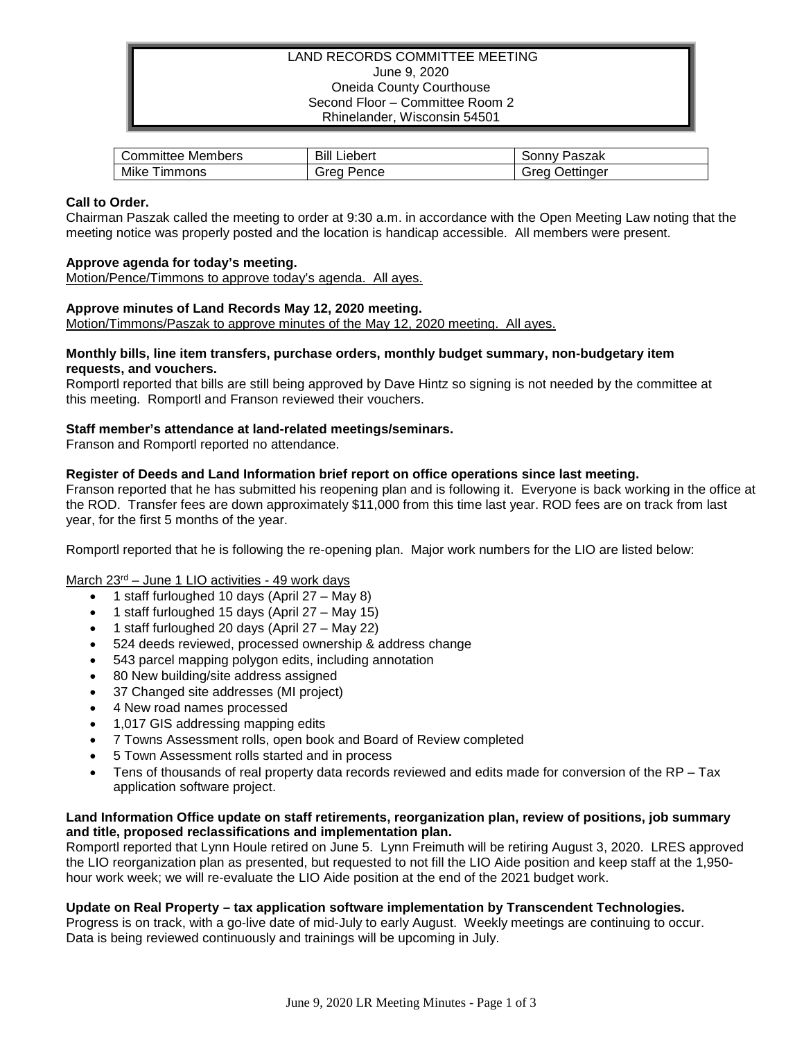LAND RECORDS COMMITTEE MEETING
June 9, 2020
Oneida County Courthouse
Second Floor – Committee Room 2
Rhinelander, Wisconsin 54501

| Committee Members | Bill Liebert | Sonny Paszak |
|---|---|---|
| Mike Timmons | Greg Pence | Greg Oettinger |

**Call to Order.**
Chairman Paszak called the meeting to order at 9:30 a.m. in accordance with the Open Meeting Law noting that the meeting notice was properly posted and the location is handicap accessible. All members were present.

**Approve agenda for today's meeting.**
Motion/Pence/Timmons to approve today's agenda. All ayes.

**Approve minutes of Land Records May 12, 2020 meeting.**
Motion/Timmons/Paszak to approve minutes of the May 12, 2020 meeting. All ayes.

**Monthly bills, line item transfers, purchase orders, monthly budget summary, non-budgetary item requests, and vouchers.**
Romportl reported that bills are still being approved by Dave Hintz so signing is not needed by the committee at this meeting. Romportl and Franson reviewed their vouchers.

**Staff member's attendance at land-related meetings/seminars.**
Franson and Romportl reported no attendance.

**Register of Deeds and Land Information brief report on office operations since last meeting.**
Franson reported that he has submitted his reopening plan and is following it. Everyone is back working in the office at the ROD. Transfer fees are down approximately $11,000 from this time last year. ROD fees are on track from last year, for the first 5 months of the year.

Romportl reported that he is following the re-opening plan. Major work numbers for the LIO are listed below:

March 23rd – June 1 LIO activities - 49 work days

- 1 staff furloughed 10 days (April 27 – May 8)
- 1 staff furloughed 15 days (April 27 – May 15)
- 1 staff furloughed 20 days (April 27 – May 22)
- 524 deeds reviewed, processed ownership & address change
- 543 parcel mapping polygon edits, including annotation
- 80 New building/site address assigned
- 37 Changed site addresses (MI project)
- 4 New road names processed
- 1,017 GIS addressing mapping edits
- 7 Towns Assessment rolls, open book and Board of Review completed
- 5 Town Assessment rolls started and in process
- Tens of thousands of real property data records reviewed and edits made for conversion of the RP – Tax application software project.

**Land Information Office update on staff retirements, reorganization plan, review of positions, job summary and title, proposed reclassifications and implementation plan.**
Romportl reported that Lynn Houle retired on June 5. Lynn Freimuth will be retiring August 3, 2020. LRES approved the LIO reorganization plan as presented, but requested to not fill the LIO Aide position and keep staff at the 1,950-hour work week; we will re-evaluate the LIO Aide position at the end of the 2021 budget work.

**Update on Real Property – tax application software implementation by Transcendent Technologies.**
Progress is on track, with a go-live date of mid-July to early August. Weekly meetings are continuing to occur. Data is being reviewed continuously and trainings will be upcoming in July.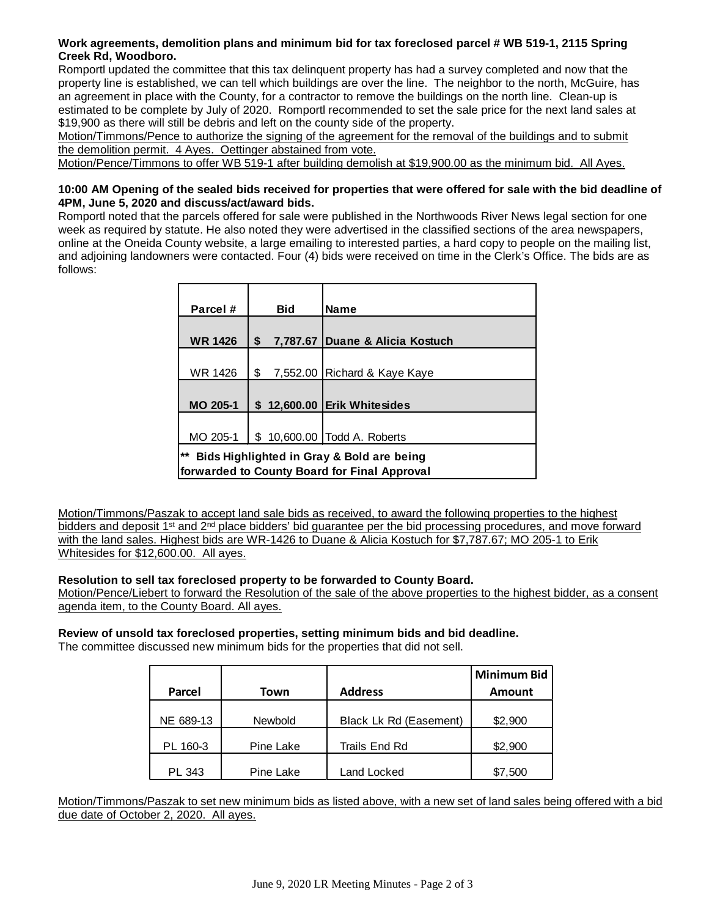**Work agreements, demolition plans and minimum bid for tax foreclosed parcel # WB 519-1, 2115 Spring Creek Rd, Woodboro.**

Romportl updated the committee that this tax delinquent property has had a survey completed and now that the property line is established, we can tell which buildings are over the line. The neighbor to the north, McGuire, has an agreement in place with the County, for a contractor to remove the buildings on the north line. Clean-up is estimated to be complete by July of 2020. Romportl recommended to set the sale price for the next land sales at $19,900 as there will still be debris and left on the county side of the property.

Motion/Timmons/Pence to authorize the signing of the agreement for the removal of the buildings and to submit the demolition permit. 4 Ayes. Oettinger abstained from vote.

Motion/Pence/Timmons to offer WB 519-1 after building demolish at $19,900.00 as the minimum bid. All Ayes.

**10:00 AM Opening of the sealed bids received for properties that were offered for sale with the bid deadline of 4PM, June 5, 2020 and discuss/act/award bids.**

Romportl noted that the parcels offered for sale were published in the Northwoods River News legal section for one week as required by statute. He also noted they were advertised in the classified sections of the area newspapers, online at the Oneida County website, a large emailing to interested parties, a hard copy to people on the mailing list, and adjoining landowners were contacted. Four (4) bids were received on time in the Clerk's Office. The bids are as follows:

| Parcel # | Bid | Name |
|---|---|---|
| **WR 1426** | **$ 7,787.67** | **Duane & Alicia Kostuch** |
| WR 1426 | $ 7,552.00 | Richard & Kaye Kaye |
| **MO 205-1** | **$ 12,600.00** | **Erik Whitesides** |
| MO 205-1 | $ 10,600.00 | Todd A. Roberts |
| ** Bids Highlighted in Gray & Bold are being forwarded to County Board for Final Approval | | |

Motion/Timmons/Paszak to accept land sale bids as received, to award the following properties to the highest bidders and deposit 1st and 2nd place bidders' bid guarantee per the bid processing procedures, and move forward with the land sales. Highest bids are WR-1426 to Duane & Alicia Kostuch for $7,787.67; MO 205-1 to Erik Whitesides for $12,600.00. All ayes.

**Resolution to sell tax foreclosed property to be forwarded to County Board.**

Motion/Pence/Liebert to forward the Resolution of the sale of the above properties to the highest bidder, as a consent agenda item, to the County Board. All ayes.

**Review of unsold tax foreclosed properties, setting minimum bids and bid deadline.**

The committee discussed new minimum bids for the properties that did not sell.

| Parcel | Town | Address | Minimum Bid Amount |
|---|---|---|---|
| NE 689-13 | Newbold | Black Lk Rd (Easement) | $2,900 |
| PL 160-3 | Pine Lake | Trails End Rd | $2,900 |
| PL 343 | Pine Lake | Land Locked | $7,500 |

Motion/Timmons/Paszak to set new minimum bids as listed above, with a new set of land sales being offered with a bid due date of October 2, 2020. All ayes.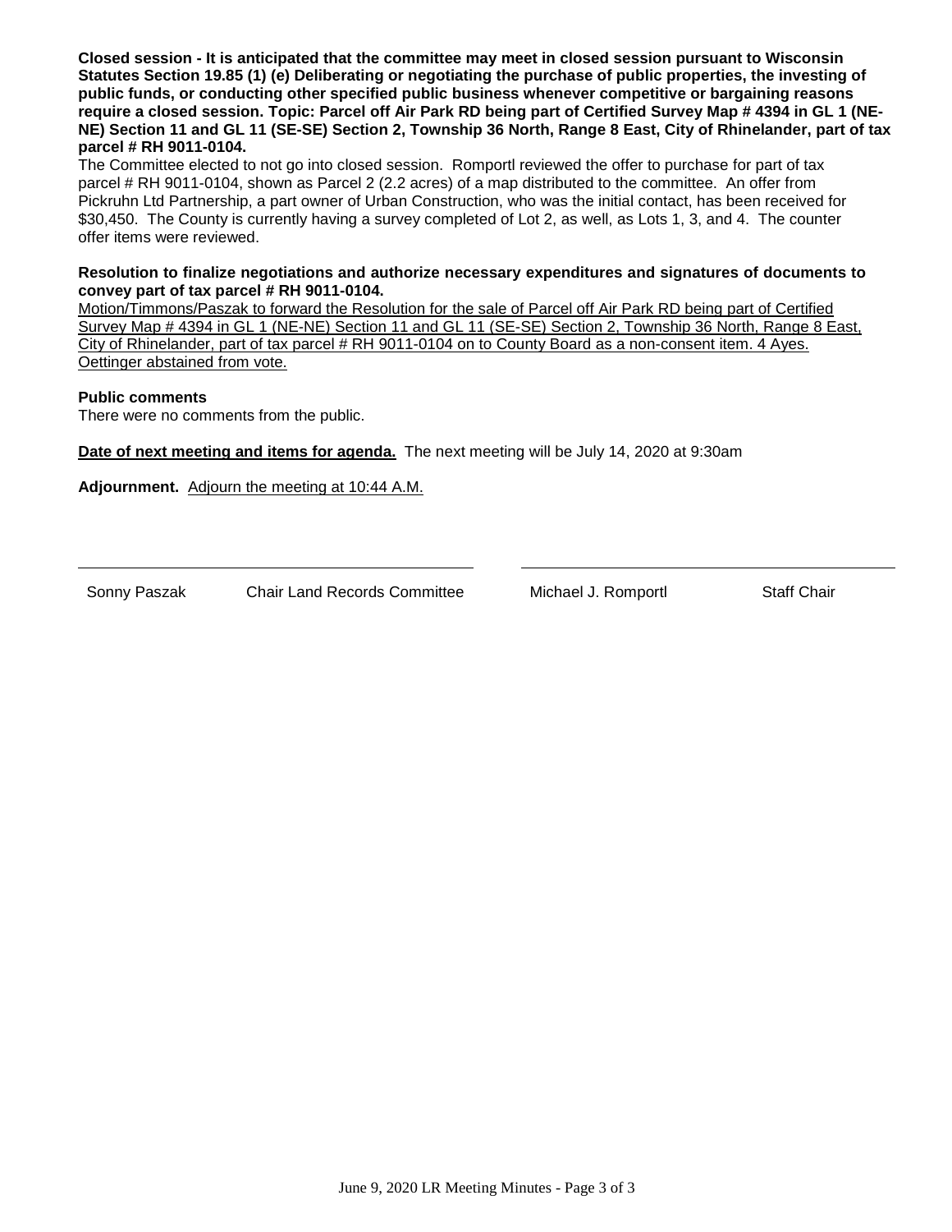**Closed session - It is anticipated that the committee may meet in closed session pursuant to Wisconsin Statutes Section 19.85 (1) (e) Deliberating or negotiating the purchase of public properties, the investing of public funds, or conducting other specified public business whenever competitive or bargaining reasons require a closed session. Topic: Parcel off Air Park RD being part of Certified Survey Map # 4394 in GL 1 (NE-NE) Section 11 and GL 11 (SE-SE) Section 2, Township 36 North, Range 8 East, City of Rhinelander, part of tax parcel # RH 9011-0104.**

The Committee elected to not go into closed session. Romportl reviewed the offer to purchase for part of tax parcel # RH 9011-0104, shown as Parcel 2 (2.2 acres) of a map distributed to the committee. An offer from Pickruhn Ltd Partnership, a part owner of Urban Construction, who was the initial contact, has been received for $30,450. The County is currently having a survey completed of Lot 2, as well, as Lots 1, 3, and 4. The counter offer items were reviewed.

**Resolution to finalize negotiations and authorize necessary expenditures and signatures of documents to convey part of tax parcel # RH 9011-0104.**

Motion/Timmons/Paszak to forward the Resolution for the sale of Parcel off Air Park RD being part of Certified Survey Map # 4394 in GL 1 (NE-NE) Section 11 and GL 11 (SE-SE) Section 2, Township 36 North, Range 8 East, City of Rhinelander, part of tax parcel # RH 9011-0104 on to County Board as a non-consent item. 4 Ayes. Oettinger abstained from vote.

**Public comments**

There were no comments from the public.

**Date of next meeting and items for agenda.** The next meeting will be July 14, 2020 at 9:30am

**Adjournment.** Adjourn the meeting at 10:44 A.M.

Sonny Paszak — Chair Land Records Committee

Michael J. Romportl — Staff Chair